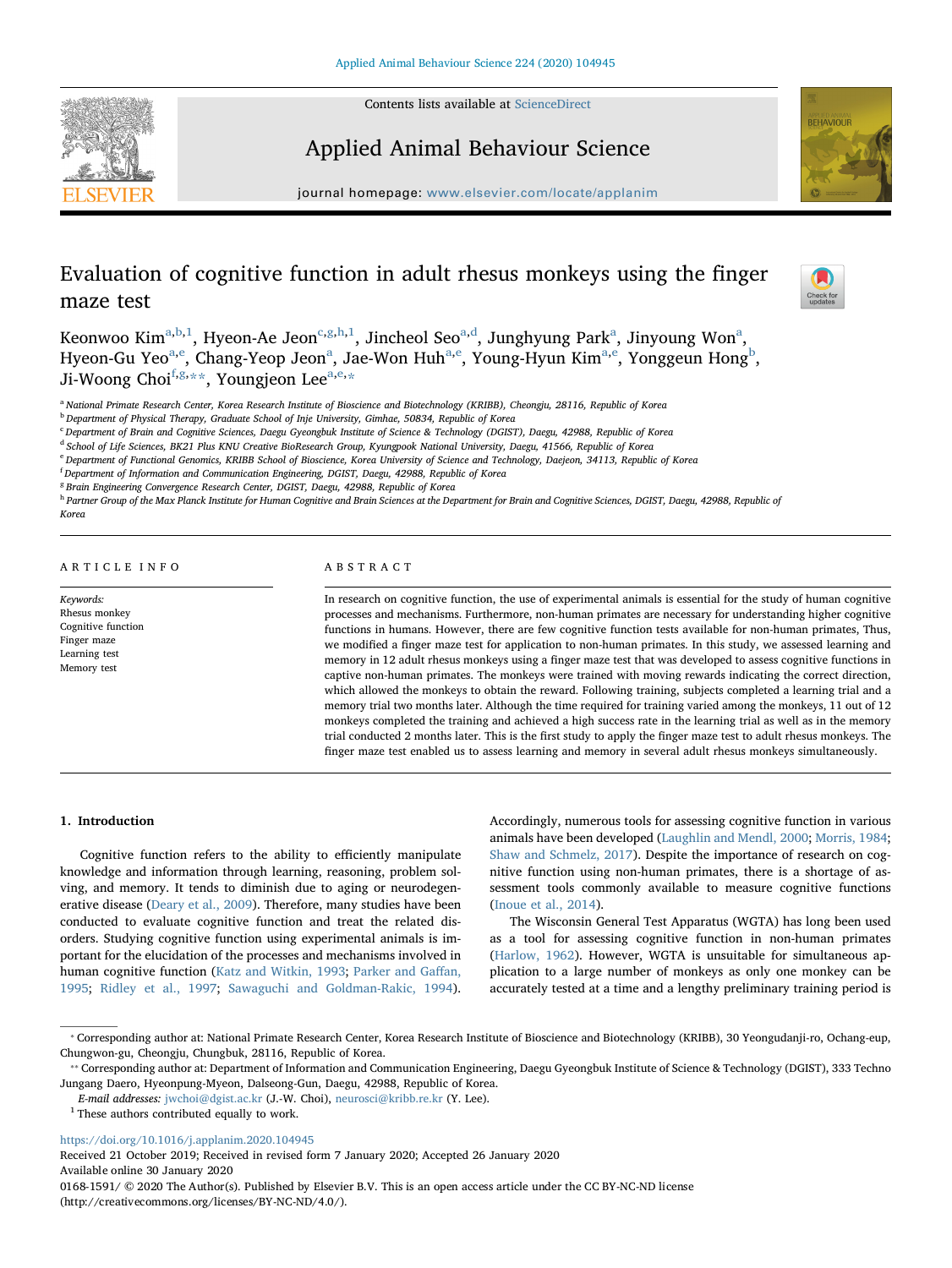# Evaluation of cognitive function in adult rhesus monkeys using the finger maze test

Keonwoo Kim[a,b,1], Hyeon-Ae Jeon[c,g,h,1], Jincheol Seo[a,d], Junghyung Park[a], Jinyoung Won[a], Hyeon-Gu Yeo[a,e], Chang-Yeop Jeon[a], Jae-Won Huh[a,e], Young-Hyun Kim[a,e], Yonggeun Hong[b], Ji-Woong Choi[f,g,**], Youngjeon Lee[a,e,*]

[a] National Primate Research Center, Korea Research Institute of Bioscience and Biotechnology (KRIBB), Cheongju, 28116, Republic of Korea
[b] Department of Physical Therapy, Graduate School of Inje University, Gimhae, 50834, Republic of Korea
[c] Department of Brain and Cognitive Sciences, Daegu Gyeongbuk Institute of Science & Technology (DGIST), Daegu, 42988, Republic of Korea
[d] School of Life Sciences, BK21 Plus KNU Creative BioResearch Group, Kyungpook National University, Daegu, 41566, Republic of Korea
[e] Department of Functional Genomics, KRIBB School of Bioscience, Korea University of Science and Technology, Daejeon, 34113, Republic of Korea
[f] Department of Information and Communication Engineering, DGIST, Daegu, 42988, Republic of Korea
[g] Brain Engineering Convergence Research Center, DGIST, Daegu, 42988, Republic of Korea
[h] Partner Group of the Max Planck Institute for Human Cognitive and Brain Sciences at the Department for Brain and Cognitive Sciences, DGIST, Daegu, 42988, Republic of Korea

## ARTICLE INFO

*Keywords:*
Rhesus monkey
Cognitive function
Finger maze
Learning test
Memory test

## ABSTRACT

In research on cognitive function, the use of experimental animals is essential for the study of human cognitive processes and mechanisms. Furthermore, non-human primates are necessary for understanding higher cognitive functions in humans. However, there are few cognitive function tests available for non-human primates, Thus, we modified a finger maze test for application to non-human primates. In this study, we assessed learning and memory in 12 adult rhesus monkeys using a finger maze test that was developed to assess cognitive functions in captive non-human primates. The monkeys were trained with moving rewards indicating the correct direction, which allowed the monkeys to obtain the reward. Following training, subjects completed a learning trial and a memory trial two months later. Although the time required for training varied among the monkeys, 11 out of 12 monkeys completed the training and achieved a high success rate in the learning trial as well as in the memory trial conducted 2 months later. This is the first study to apply the finger maze test to adult rhesus monkeys. The finger maze test enabled us to assess learning and memory in several adult rhesus monkeys simultaneously.

## 1. Introduction

Cognitive function refers to the ability to efficiently manipulate knowledge and information through learning, reasoning, problem solving, and memory. It tends to diminish due to aging or neurodegenerative disease (Deary et al., 2009). Therefore, many studies have been conducted to evaluate cognitive function and treat the related disorders. Studying cognitive function using experimental animals is important for the elucidation of the processes and mechanisms involved in human cognitive function (Katz and Witkin, 1993; Parker and Gaffan, 1995; Ridley et al., 1997; Sawaguchi and Goldman-Rakic, 1994). Accordingly, numerous tools for assessing cognitive function in various animals have been developed (Laughlin and Mendl, 2000; Morris, 1984; Shaw and Schmelz, 2017). Despite the importance of research on cognitive function using non-human primates, there is a shortage of assessment tools commonly available to measure cognitive functions (Inoue et al., 2014).

The Wisconsin General Test Apparatus (WGTA) has long been used as a tool for assessing cognitive function in non-human primates (Harlow, 1962). However, WGTA is unsuitable for simultaneous application to a large number of monkeys as only one monkey can be accurately tested at a time and a lengthy preliminary training period is

---

\* Corresponding author at: National Primate Research Center, Korea Research Institute of Bioscience and Biotechnology (KRIBB), 30 Yeongudanji-ro, Ochang-eup, Chungwon-gu, Cheongju, Chungbuk, 28116, Republic of Korea.

\*\* Corresponding author at: Department of Information and Communication Engineering, Daegu Gyeongbuk Institute of Science & Technology (DGIST), 333 Techno Jungang Daero, Hyeonpung-Myeon, Dalseong-Gun, Daegu, 42988, Republic of Korea.

*E-mail addresses:* jwchoi@dgist.ac.kr (J.-W. Choi), neurosci@kribb.re.kr (Y. Lee).

[1] These authors contributed equally to work.

https://doi.org/10.1016/j.applanim.2020.104945
Received 21 October 2019; Received in revised form 7 January 2020; Accepted 26 January 2020
Available online 30 January 2020
0168-1591/ © 2020 The Author(s). Published by Elsevier B.V. This is an open access article under the CC BY-NC-ND license (http://creativecommons.org/licenses/BY-NC-ND/4.0/).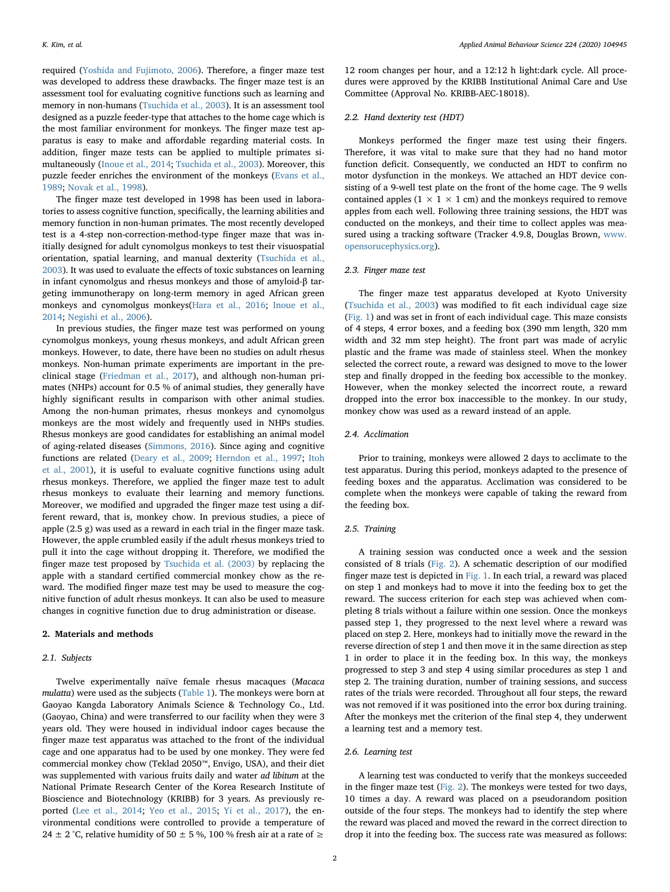required (Yoshida and Fujimoto, 2006). Therefore, a finger maze test was developed to address these drawbacks. The finger maze test is an assessment tool for evaluating cognitive functions such as learning and memory in non-humans (Tsuchida et al., 2003). It is an assessment tool designed as a puzzle feeder-type that attaches to the home cage which is the most familiar environment for monkeys. The finger maze test apparatus is easy to make and affordable regarding material costs. In addition, finger maze tests can be applied to multiple primates simultaneously (Inoue et al., 2014; Tsuchida et al., 2003). Moreover, this puzzle feeder enriches the environment of the monkeys (Evans et al., 1989; Novak et al., 1998).

The finger maze test developed in 1998 has been used in laboratories to assess cognitive function, specifically, the learning abilities and memory function in non-human primates. The most recently developed test is a 4-step non-correction-method-type finger maze that was initially designed for adult cynomolgus monkeys to test their visuospatial orientation, spatial learning, and manual dexterity (Tsuchida et al., 2003). It was used to evaluate the effects of toxic substances on learning in infant cynomolgus and rhesus monkeys and those of amyloid-β targeting immunotherapy on long-term memory in aged African green monkeys and cynomolgus monkeys(Hara et al., 2016; Inoue et al., 2014; Negishi et al., 2006).

In previous studies, the finger maze test was performed on young cynomolgus monkeys, young rhesus monkeys, and adult African green monkeys. However, to date, there have been no studies on adult rhesus monkeys. Non-human primate experiments are important in the preclinical stage (Friedman et al., 2017), and although non-human primates (NHPs) account for 0.5 % of animal studies, they generally have highly significant results in comparison with other animal studies. Among the non-human primates, rhesus monkeys and cynomolgus monkeys are the most widely and frequently used in NHPs studies. Rhesus monkeys are good candidates for establishing an animal model of aging-related diseases (Simmons, 2016). Since aging and cognitive functions are related (Deary et al., 2009; Herndon et al., 1997; Itoh et al., 2001), it is useful to evaluate cognitive functions using adult rhesus monkeys. Therefore, we applied the finger maze test to adult rhesus monkeys to evaluate their learning and memory functions. Moreover, we modified and upgraded the finger maze test using a different reward, that is, monkey chow. In previous studies, a piece of apple (2.5 g) was used as a reward in each trial in the finger maze task. However, the apple crumbled easily if the adult rhesus monkeys tried to pull it into the cage without dropping it. Therefore, we modified the finger maze test proposed by Tsuchida et al. (2003) by replacing the apple with a standard certified commercial monkey chow as the reward. The modified finger maze test may be used to measure the cognitive function of adult rhesus monkeys. It can also be used to measure changes in cognitive function due to drug administration or disease.

## 2. Materials and methods

### 2.1. Subjects

Twelve experimentally naïve female rhesus macaques (*Macaca mulatta*) were used as the subjects (Table 1). The monkeys were born at Gaoyao Kangda Laboratory Animals Science & Technology Co., Ltd. (Gaoyao, China) and were transferred to our facility when they were 3 years old. They were housed in individual indoor cages because the finger maze test apparatus was attached to the front of the individual cage and one apparatus had to be used by one monkey. They were fed commercial monkey chow (Teklad 2050™, Envigo, USA), and their diet was supplemented with various fruits daily and water *ad libitum* at the National Primate Research Center of the Korea Research Institute of Bioscience and Biotechnology (KRIBB) for 3 years. As previously reported (Lee et al., 2014; Yeo et al., 2015; Yi et al., 2017), the environmental conditions were controlled to provide a temperature of 24 ± 2 °C, relative humidity of 50 ± 5 %, 100 % fresh air at a rate of ≥ 12 room changes per hour, and a 12:12 h light:dark cycle. All procedures were approved by the KRIBB Institutional Animal Care and Use Committee (Approval No. KRIBB-AEC-18018).

### 2.2. Hand dexterity test (HDT)

Monkeys performed the finger maze test using their fingers. Therefore, it was vital to make sure that they had no hand motor function deficit. Consequently, we conducted an HDT to confirm no motor dysfunction in the monkeys. We attached an HDT device consisting of a 9-well test plate on the front of the home cage. The 9 wells contained apples (1 × 1 × 1 cm) and the monkeys required to remove apples from each well. Following three training sessions, the HDT was conducted on the monkeys, and their time to collect apples was measured using a tracking software (Tracker 4.9.8, Douglas Brown, www.opensorucephysics.org).

### 2.3. Finger maze test

The finger maze test apparatus developed at Kyoto University (Tsuchida et al., 2003) was modified to fit each individual cage size (Fig. 1) and was set in front of each individual cage. This maze consists of 4 steps, 4 error boxes, and a feeding box (390 mm length, 320 mm width and 32 mm step height). The front part was made of acrylic plastic and the frame was made of stainless steel. When the monkey selected the correct route, a reward was designed to move to the lower step and finally dropped in the feeding box accessible to the monkey. However, when the monkey selected the incorrect route, a reward dropped into the error box inaccessible to the monkey. In our study, monkey chow was used as a reward instead of an apple.

### 2.4. Acclimation

Prior to training, monkeys were allowed 2 days to acclimate to the test apparatus. During this period, monkeys adapted to the presence of feeding boxes and the apparatus. Acclimation was considered to be complete when the monkeys were capable of taking the reward from the feeding box.

### 2.5. Training

A training session was conducted once a week and the session consisted of 8 trials (Fig. 2). A schematic description of our modified finger maze test is depicted in Fig. 1. In each trial, a reward was placed on step 1 and monkeys had to move it into the feeding box to get the reward. The success criterion for each step was achieved when completing 8 trials without a failure within one session. Once the monkeys passed step 1, they progressed to the next level where a reward was placed on step 2. Here, monkeys had to initially move the reward in the reverse direction of step 1 and then move it in the same direction as step 1 in order to place it in the feeding box. In this way, the monkeys progressed to step 3 and step 4 using similar procedures as step 1 and step 2. The training duration, number of training sessions, and success rates of the trials were recorded. Throughout all four steps, the reward was not removed if it was positioned into the error box during training. After the monkeys met the criterion of the final step 4, they underwent a learning test and a memory test.

### 2.6. Learning test

A learning test was conducted to verify that the monkeys succeeded in the finger maze test (Fig. 2). The monkeys were tested for two days, 10 times a day. A reward was placed on a pseudorandom position outside of the four steps. The monkeys had to identify the step where the reward was placed and moved the reward in the correct direction to drop it into the feeding box. The success rate was measured as follows: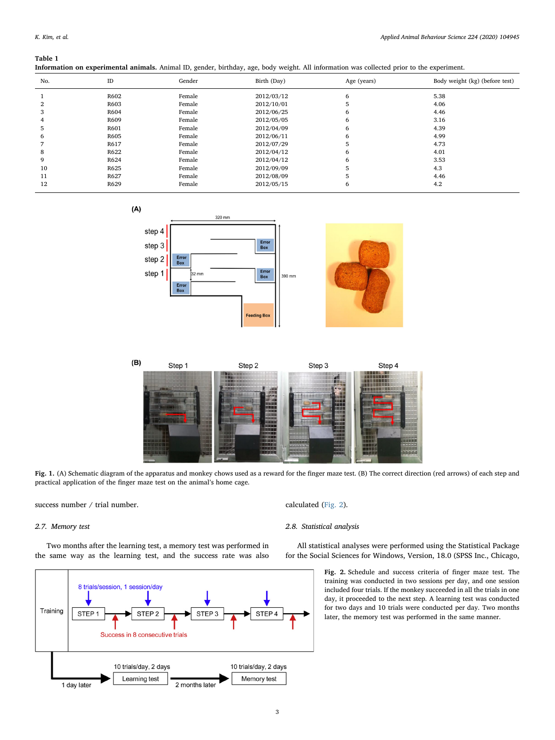**Table 1**
**Information on experimental animals.** Animal ID, gender, birthday, age, body weight. All information was collected prior to the experiment.

| No. | ID | Gender | Birth (Day) | Age (years) | Body weight (kg) (before test) |
|---|---|---|---|---|---|
| 1 | R602 | Female | 2012/03/12 | 6 | 5.38 |
| 2 | R603 | Female | 2012/10/01 | 5 | 4.06 |
| 3 | R604 | Female | 2012/06/25 | 6 | 4.46 |
| 4 | R609 | Female | 2012/05/05 | 6 | 3.16 |
| 5 | R601 | Female | 2012/04/09 | 6 | 4.39 |
| 6 | R605 | Female | 2012/06/11 | 6 | 4.99 |
| 7 | R617 | Female | 2012/07/29 | 5 | 4.73 |
| 8 | R622 | Female | 2012/04/12 | 6 | 4.01 |
| 9 | R624 | Female | 2012/04/12 | 6 | 3.53 |
| 10 | R625 | Female | 2012/09/09 | 5 | 4.3 |
| 11 | R627 | Female | 2012/08/09 | 5 | 4.46 |
| 12 | R629 | Female | 2012/05/15 | 6 | 4.2 |

**Fig. 1.** (A) Schematic diagram of the apparatus and monkey chows used as a reward for the finger maze test. (B) The correct direction (red arrows) of each step and practical application of the finger maze test on the animal's home cage.

success number / trial number.

### 2.7. Memory test

Two months after the learning test, a memory test was performed in the same way as the learning test, and the success rate was also calculated (Fig. 2).

### 2.8. Statistical analysis

All statistical analyses were performed using the Statistical Package for the Social Sciences for Windows, Version, 18.0 (SPSS Inc., Chicago,

**Fig. 2.** Schedule and success criteria of finger maze test. The training was conducted in two sessions per day, and one session included four trials. If the monkey succeeded in all the trials in one day, it proceeded to the next step. A learning test was conducted for two days and 10 trials were conducted per day. Two months later, the memory test was performed in the same manner.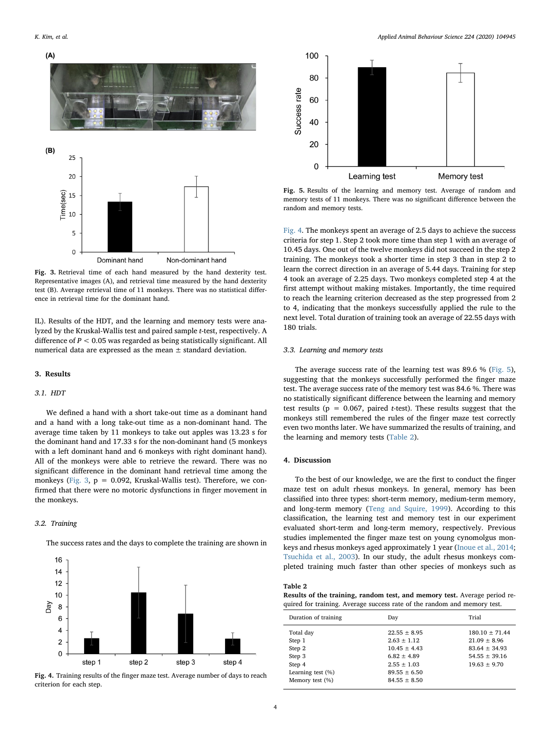Fig. 3. Retrieval time of each hand measured by the hand dexterity test. Representative images (A), and retrieval time measured by the hand dexterity test (B). Average retrieval time of 11 monkeys. There was no statistical difference in retrieval time for the dominant hand.

IL). Results of the HDT, and the learning and memory tests were analyzed by the Kruskal-Wallis test and paired sample *t*-test, respectively. A difference of $P < 0.05$ was regarded as being statistically significant. All numerical data are expressed as the mean ± standard deviation.

## 3. Results

### 3.1. HDT

We defined a hand with a short take-out time as a dominant hand and a hand with a long take-out time as a non-dominant hand. The average time taken by 11 monkeys to take out apples was 13.23 s for the dominant hand and 17.33 s for the non-dominant hand (5 monkeys with a left dominant hand and 6 monkeys with right dominant hand). All of the monkeys were able to retrieve the reward. There was no significant difference in the dominant hand retrieval time among the monkeys (Fig. 3, p = 0.092, Kruskal-Wallis test). Therefore, we confirmed that there were no motoric dysfunctions in finger movement in the monkeys.

### 3.2. Training

The success rates and the days to complete the training are shown in Fig. 4. The monkeys spent an average of 2.5 days to achieve the success criteria for step 1. Step 2 took more time than step 1 with an average of 10.45 days. One out of the twelve monkeys did not succeed in the step 2 training. The monkeys took a shorter time in step 3 than in step 2 to learn the correct direction in an average of 5.44 days. Training for step 4 took an average of 2.25 days. Two monkeys completed step 4 at the first attempt without making mistakes. Importantly, the time required to reach the learning criterion decreased as the step progressed from 2 to 4, indicating that the monkeys successfully applied the rule to the next level. Total duration of training took an average of 22.55 days with 180 trials.

Fig. 4. Training results of the finger maze test. Average number of days to reach criterion for each step.

Fig. 5. Results of the learning and memory test. Average of random and memory tests of 11 monkeys. There was no significant difference between the random and memory tests.

### 3.3. Learning and memory tests

The average success rate of the learning test was 89.6 % (Fig. 5), suggesting that the monkeys successfully performed the finger maze test. The average success rate of the memory test was 84.6 %. There was no statistically significant difference between the learning and memory test results (p = 0.067, paired *t*-test). These results suggest that the monkeys still remembered the rules of the finger maze test correctly even two months later. We have summarized the results of training, and the learning and memory tests (Table 2).

## 4. Discussion

To the best of our knowledge, we are the first to conduct the finger maze test on adult rhesus monkeys. In general, memory has been classified into three types: short-term memory, medium-term memory, and long-term memory (Teng and Squire, 1999). According to this classification, the learning test and memory test in our experiment evaluated short-term and long-term memory, respectively. Previous studies implemented the finger maze test on young cynomolgus monkeys and rhesus monkeys aged approximately 1 year (Inoue et al., 2014; Tsuchida et al., 2003). In our study, the adult rhesus monkeys completed training much faster than other species of monkeys such as

**Table 2**
**Results of the training, random test, and memory test.** Average period required for training. Average success rate of the random and memory test.

| Duration of training | Day | Trial |
|---|---|---|
| Total day | 22.55 ± 8.95 | 180.10 ± 71.44 |
| Step 1 | 2.63 ± 1.12 | 21.09 ± 8.96 |
| Step 2 | 10.45 ± 4.43 | 83.64 ± 34.93 |
| Step 3 | 6.82 ± 4.89 | 54.55 ± 39.16 |
| Step 4 | 2.55 ± 1.03 | 19.63 ± 9.70 |
| Learning test (%) | 89.55 ± 6.50 | |
| Memory test (%) | 84.55 ± 8.50 | |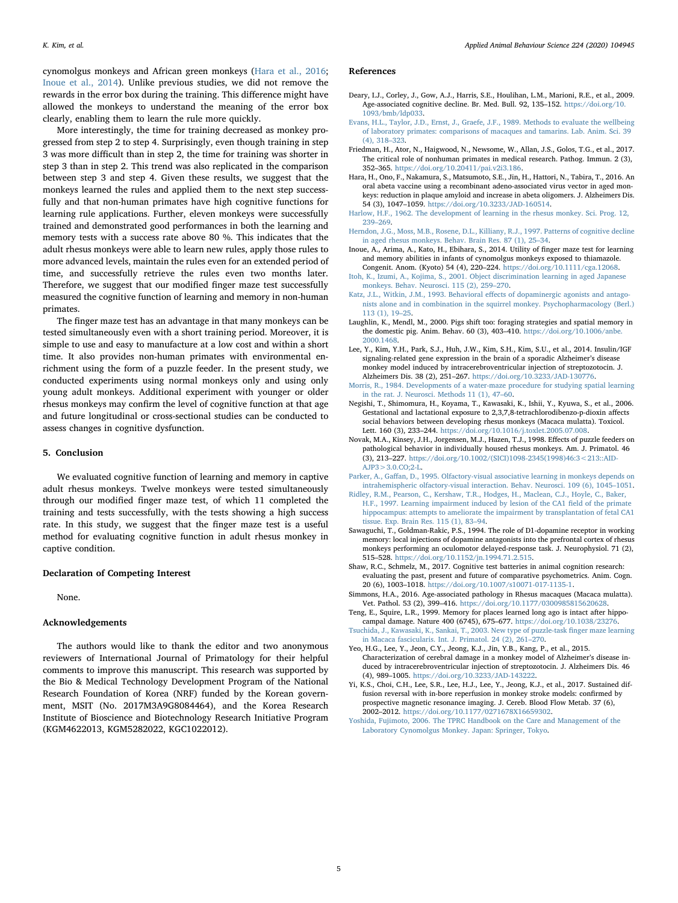cynomolgus monkeys and African green monkeys (Hara et al., 2016; Inoue et al., 2014). Unlike previous studies, we did not remove the rewards in the error box during the training. This difference might have allowed the monkeys to understand the meaning of the error box clearly, enabling them to learn the rule more quickly.

More interestingly, the time for training decreased as monkey progressed from step 2 to step 4. Surprisingly, even though training in step 3 was more difficult than in step 2, the time for training was shorter in step 3 than in step 2. This trend was also replicated in the comparison between step 3 and step 4. Given these results, we suggest that the monkeys learned the rules and applied them to the next step successfully and that non-human primates have high cognitive functions for learning rule applications. Further, eleven monkeys were successfully trained and demonstrated good performances in both the learning and memory tests with a success rate above 80 %. This indicates that the adult rhesus monkeys were able to learn new rules, apply those rules to more advanced levels, maintain the rules even for an extended period of time, and successfully retrieve the rules even two months later. Therefore, we suggest that our modified finger maze test successfully measured the cognitive function of learning and memory in non-human primates.

The finger maze test has an advantage in that many monkeys can be tested simultaneously even with a short training period. Moreover, it is simple to use and easy to manufacture at a low cost and within a short time. It also provides non-human primates with environmental enrichment using the form of a puzzle feeder. In the present study, we conducted experiments using normal monkeys only and using only young adult monkeys. Additional experiment with younger or older rhesus monkeys may confirm the level of cognitive function at that age and future longitudinal or cross-sectional studies can be conducted to assess changes in cognitive dysfunction.

## 5. Conclusion

We evaluated cognitive function of learning and memory in captive adult rhesus monkeys. Twelve monkeys were tested simultaneously through our modified finger maze test, of which 11 completed the training and tests successfully, with the tests showing a high success rate. In this study, we suggest that the finger maze test is a useful method for evaluating cognitive function in adult rhesus monkey in captive condition.

## Declaration of Competing Interest

None.

## Acknowledgements

The authors would like to thank the editor and two anonymous reviewers of International Journal of Primatology for their helpful comments to improve this manuscript. This research was supported by the Bio & Medical Technology Development Program of the National Research Foundation of Korea (NRF) funded by the Korean government, MSIT (No. 2017M3A9G8084464), and the Korea Research Institute of Bioscience and Biotechnology Research Initiative Program (KGM4622013, KGM5282022, KGC1022012).

## References

Deary, I.J., Corley, J., Gow, A.J., Harris, S.E., Houlihan, L.M., Marioni, R.E., et al., 2009. Age-associated cognitive decline. Br. Med. Bull. 92, 135–152. https://doi.org/10.1093/bmb/ldp033.

Evans, H.L., Taylor, J.D., Ernst, J., Graefe, J.F., 1989. Methods to evaluate the wellbeing of laboratory primates: comparisons of macaques and tamarins. Lab. Anim. Sci. 39 (4), 318–323.

Friedman, H., Ator, N., Haigwood, N., Newsome, W., Allan, J.S., Golos, T.G., et al., 2017. The critical role of nonhuman primates in medical research. Pathog. Immun. 2 (3), 352–365. https://doi.org/10.20411/pai.v2i3.186.

Hara, H., Ono, F., Nakamura, S., Matsumoto, S.E., Jin, H., Hattori, N., Tabira, T., 2016. An oral abeta vaccine using a recombinant adeno-associated virus vector in aged monkeys: reduction in plaque amyloid and increase in abeta oligomers. J. Alzheimers Dis. 54 (3), 1047–1059. https://doi.org/10.3233/JAD-160514.

Harlow, H.F., 1962. The development of learning in the rhesus monkey. Sci. Prog. 12, 239–269.

Herndon, J.G., Moss, M.B., Rosene, D.L., Killiany, R.J., 1997. Patterns of cognitive decline in aged rhesus monkeys. Behav. Brain Res. 87 (1), 25–34.

Inoue, A., Arima, A., Kato, H., Ebihara, S., 2014. Utility of finger maze test for learning and memory abilities in infants of cynomolgus monkeys exposed to thiamazole. Congenit. Anom. (Kyoto) 54 (4), 220–224. https://doi.org/10.1111/cga.12068.

Itoh, K., Izumi, A., Kojima, S., 2001. Object discrimination learning in aged Japanese monkeys. Behav. Neurosci. 115 (2), 259–270.

Katz, J.L., Witkin, J.M., 1993. Behavioral effects of dopaminergic agonists and antagonists alone and in combination in the squirrel monkey. Psychopharmacology (Berl.) 113 (1), 19–25.

Laughlin, K., Mendl, M., 2000. Pigs shift too: foraging strategies and spatial memory in the domestic pig. Anim. Behav. 60 (3), 403–410. https://doi.org/10.1006/anbe.2000.1468.

Lee, Y., Kim, Y.H., Park, S.J., Huh, J.W., Kim, S.H., Kim, S.U., et al., 2014. Insulin/IGF signaling-related gene expression in the brain of a sporadic Alzheimer's disease monkey model induced by intracerebroventricular injection of streptozotocin. J. Alzheimers Dis. 38 (2), 251–267. https://doi.org/10.3233/JAD-130776.

Morris, R., 1984. Developments of a water-maze procedure for studying spatial learning in the rat. J. Neurosci. Methods 11 (1), 47–60.

Negishi, T., Shimomura, H., Koyama, T., Kawasaki, K., Ishii, Y., Kyuwa, S., et al., 2006. Gestational and lactational exposure to 2,3,7,8-tetrachlorodibenzo-p-dioxin affects social behaviors between developing rhesus monkeys (Macaca mulatta). Toxicol. Lett. 160 (3), 233–244. https://doi.org/10.1016/j.toxlet.2005.07.008.

Novak, M.A., Kinsey, J.H., Jorgensen, M.J., Hazen, T.J., 1998. Effects of puzzle feeders on pathological behavior in individually housed rhesus monkeys. Am. J. Primatol. 46 (3), 213–227. https://doi.org/10.1002/(SICI)1098-2345(1998)46:3<213::AID-AJP3>3.0.CO;2-L.

Parker, A., Gaffan, D., 1995. Olfactory-visual associative learning in monkeys depends on intrahemispheric olfactory-visual interaction. Behav. Neurosci. 109 (6), 1045–1051.

Ridley, R.M., Pearson, C., Kershaw, T.R., Hodges, H., Maclean, C.J., Hoyle, C., Baker, H.F., 1997. Learning impairment induced by lesion of the CA1 field of the primate hippocampus: attempts to ameliorate the impairment by transplantation of fetal CA1 tissue. Exp. Brain Res. 115 (1), 83–94.

Sawaguchi, T., Goldman-Rakic, P.S., 1994. The role of D1-dopamine receptor in working memory: local injections of dopamine antagonists into the prefrontal cortex of rhesus monkeys performing an oculomotor delayed-response task. J. Neurophysiol. 71 (2), 515–528. https://doi.org/10.1152/jn.1994.71.2.515.

Shaw, R.C., Schmelz, M., 2017. Cognitive test batteries in animal cognition research: evaluating the past, present and future of comparative psychometrics. Anim. Cogn. 20 (6), 1003–1018. https://doi.org/10.1007/s10071-017-1135-1.

Simmons, H.A., 2016. Age-associated pathology in Rhesus macaques (Macaca mulatta). Vet. Pathol. 53 (2), 399–416. https://doi.org/10.1177/0300985815620628.

Teng, E., Squire, L.R., 1999. Memory for places learned long ago is intact after hippocampal damage. Nature 400 (6745), 675–677. https://doi.org/10.1038/23276.

Tsuchida, J., Kawasaki, K., Sankai, T., 2003. New type of puzzle-task finger maze learning in Macaca fascicularis. Int. J. Primatol. 24 (2), 261–270.

Yeo, H.G., Lee, Y., Jeon, C.Y., Jeong, K.J., Jin, Y.B., Kang, P., et al., 2015. Characterization of cerebral damage in a monkey model of Alzheimer's disease induced by intracerebroventricular injection of streptozotocin. J. Alzheimers Dis. 46 (4), 989–1005. https://doi.org/10.3233/JAD-143222.

Yi, K.S., Choi, C.H., Lee, S.R., Lee, H.J., Lee, Y., Jeong, K.J., et al., 2017. Sustained diffusion reversal with in-bore reperfusion in monkey stroke models: confirmed by prospective magnetic resonance imaging. J. Cereb. Blood Flow Metab. 37 (6), 2002–2012. https://doi.org/10.1177/0271678X16659302.

Yoshida, Fujimoto, 2006. The TPRC Handbook on the Care and Management of the Laboratory Cynomolgus Monkey. Japan: Springer, Tokyo.